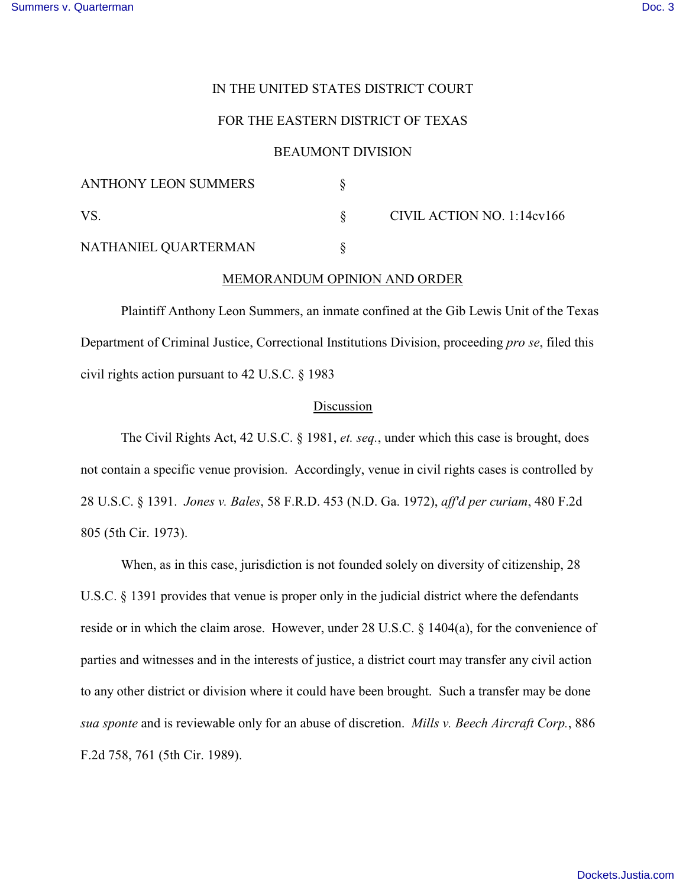IN THE UNITED STATES DISTRICT COURT

FOR THE EASTERN DISTRICT OF TEXAS

BEAUMONT DIVISION

| | | |
|---|---|---|
| ANTHONY LEON SUMMERS | § | |
| VS. | § | CIVIL ACTION NO. 1:14cv166 |
| NATHANIEL QUARTERMAN | § | |

## MEMORANDUM OPINION AND ORDER

Plaintiff Anthony Leon Summers, an inmate confined at the Gib Lewis Unit of the Texas Department of Criminal Justice, Correctional Institutions Division, proceeding *pro se*, filed this civil rights action pursuant to 42 U.S.C. § 1983

### Discussion

The Civil Rights Act, 42 U.S.C. § 1981, *et. seq.*, under which this case is brought, does not contain a specific venue provision. Accordingly, venue in civil rights cases is controlled by 28 U.S.C. § 1391. *Jones v. Bales*, 58 F.R.D. 453 (N.D. Ga. 1972), *aff'd per curiam*, 480 F.2d 805 (5th Cir. 1973).

When, as in this case, jurisdiction is not founded solely on diversity of citizenship, 28 U.S.C. § 1391 provides that venue is proper only in the judicial district where the defendants reside or in which the claim arose. However, under 28 U.S.C. § 1404(a), for the convenience of parties and witnesses and in the interests of justice, a district court may transfer any civil action to any other district or division where it could have been brought. Such a transfer may be done *sua sponte* and is reviewable only for an abuse of discretion. *Mills v. Beech Aircraft Corp.*, 886 F.2d 758, 761 (5th Cir. 1989).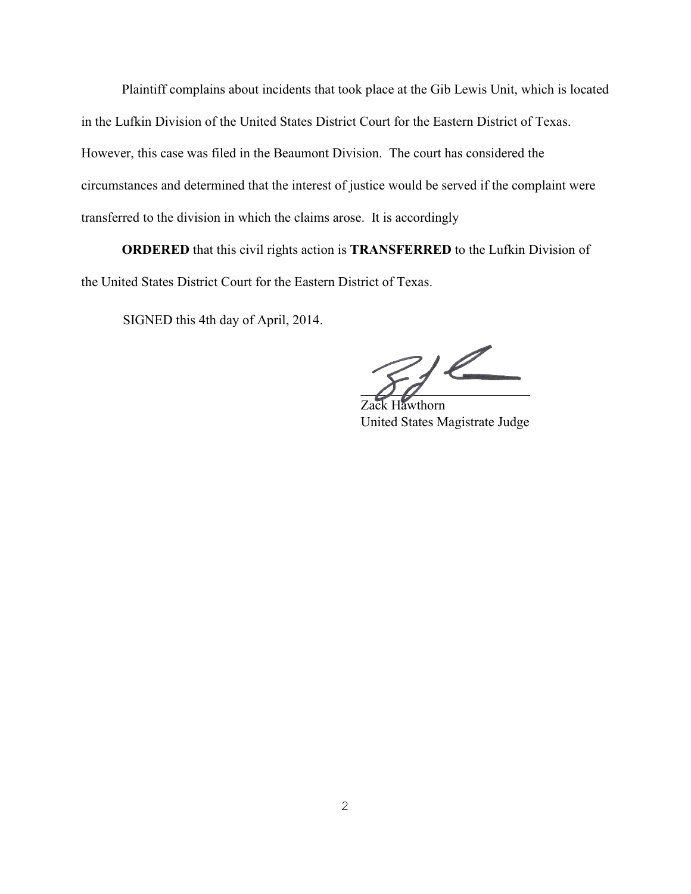Plaintiff complains about incidents that took place at the Gib Lewis Unit, which is located in the Lufkin Division of the United States District Court for the Eastern District of Texas. However, this case was filed in the Beaumont Division. The court has considered the circumstances and determined that the interest of justice would be served if the complaint were transferred to the division in which the claims arose. It is accordingly

**ORDERED** that this civil rights action is **TRANSFERRED** to the Lufkin Division of the United States District Court for the Eastern District of Texas.

SIGNED this 4th day of April, 2014.

Zack Hawthorn
United States Magistrate Judge